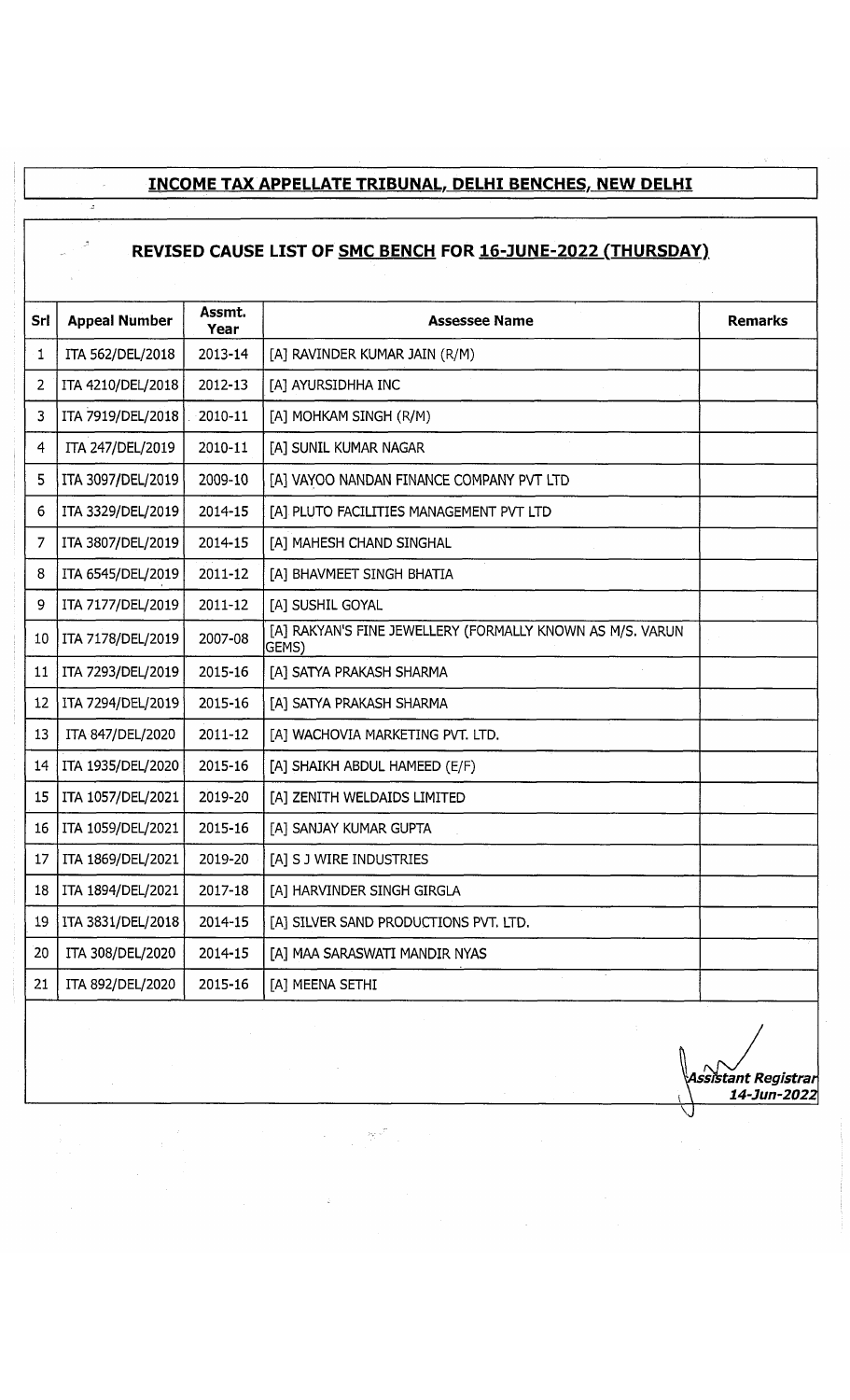# INCOME TAX APPELLATE TRIBUNAL, DELHI BENCHES, NEW DELHI

## REVISED CAUSE LIST OF SMC BENCH FOR 16-JUNE-2022 (THURSDAY)

| Srl | Appeal Number | Assmt. Year | Assessee Name | Remarks |
|---|---|---|---|---|
| 1 | ITA 562/DEL/2018 | 2013-14 | [A] RAVINDER KUMAR JAIN (R/M) | |
| 2 | ITA 4210/DEL/2018 | 2012-13 | [A] AYURSIDHHA INC | |
| 3 | ITA 7919/DEL/2018 | 2010-11 | [A] MOHKAM SINGH (R/M) | |
| 4 | ITA 247/DEL/2019 | 2010-11 | [A] SUNIL KUMAR NAGAR | |
| 5 | ITA 3097/DEL/2019 | 2009-10 | [A] VAYOO NANDAN FINANCE COMPANY PVT LTD | |
| 6 | ITA 3329/DEL/2019 | 2014-15 | [A] PLUTO FACILITIES MANAGEMENT PVT LTD | |
| 7 | ITA 3807/DEL/2019 | 2014-15 | [A] MAHESH CHAND SINGHAL | |
| 8 | ITA 6545/DEL/2019 | 2011-12 | [A] BHAVMEET SINGH BHATIA | |
| 9 | ITA 7177/DEL/2019 | 2011-12 | [A] SUSHIL GOYAL | |
| 10 | ITA 7178/DEL/2019 | 2007-08 | [A] RAKYAN'S FINE JEWELLERY (FORMALLY KNOWN AS M/S. VARUN GEMS) | |
| 11 | ITA 7293/DEL/2019 | 2015-16 | [A] SATYA PRAKASH SHARMA | |
| 12 | ITA 7294/DEL/2019 | 2015-16 | [A] SATYA PRAKASH SHARMA | |
| 13 | ITA 847/DEL/2020 | 2011-12 | [A] WACHOVIA MARKETING PVT. LTD. | |
| 14 | ITA 1935/DEL/2020 | 2015-16 | [A] SHAIKH ABDUL HAMEED (E/F) | |
| 15 | ITA 1057/DEL/2021 | 2019-20 | [A] ZENITH WELDAIDS LIMITED | |
| 16 | ITA 1059/DEL/2021 | 2015-16 | [A] SANJAY KUMAR GUPTA | |
| 17 | ITA 1869/DEL/2021 | 2019-20 | [A] S J WIRE INDUSTRIES | |
| 18 | ITA 1894/DEL/2021 | 2017-18 | [A] HARVINDER SINGH GIRGLA | |
| 19 | ITA 3831/DEL/2018 | 2014-15 | [A] SILVER SAND PRODUCTIONS PVT. LTD. | |
| 20 | ITA 308/DEL/2020 | 2014-15 | [A] MAA SARASWATI MANDIR NYAS | |
| 21 | ITA 892/DEL/2020 | 2015-16 | [A] MEENA SETHI | |

*Assistant Registrar*
*14-Jun-2022*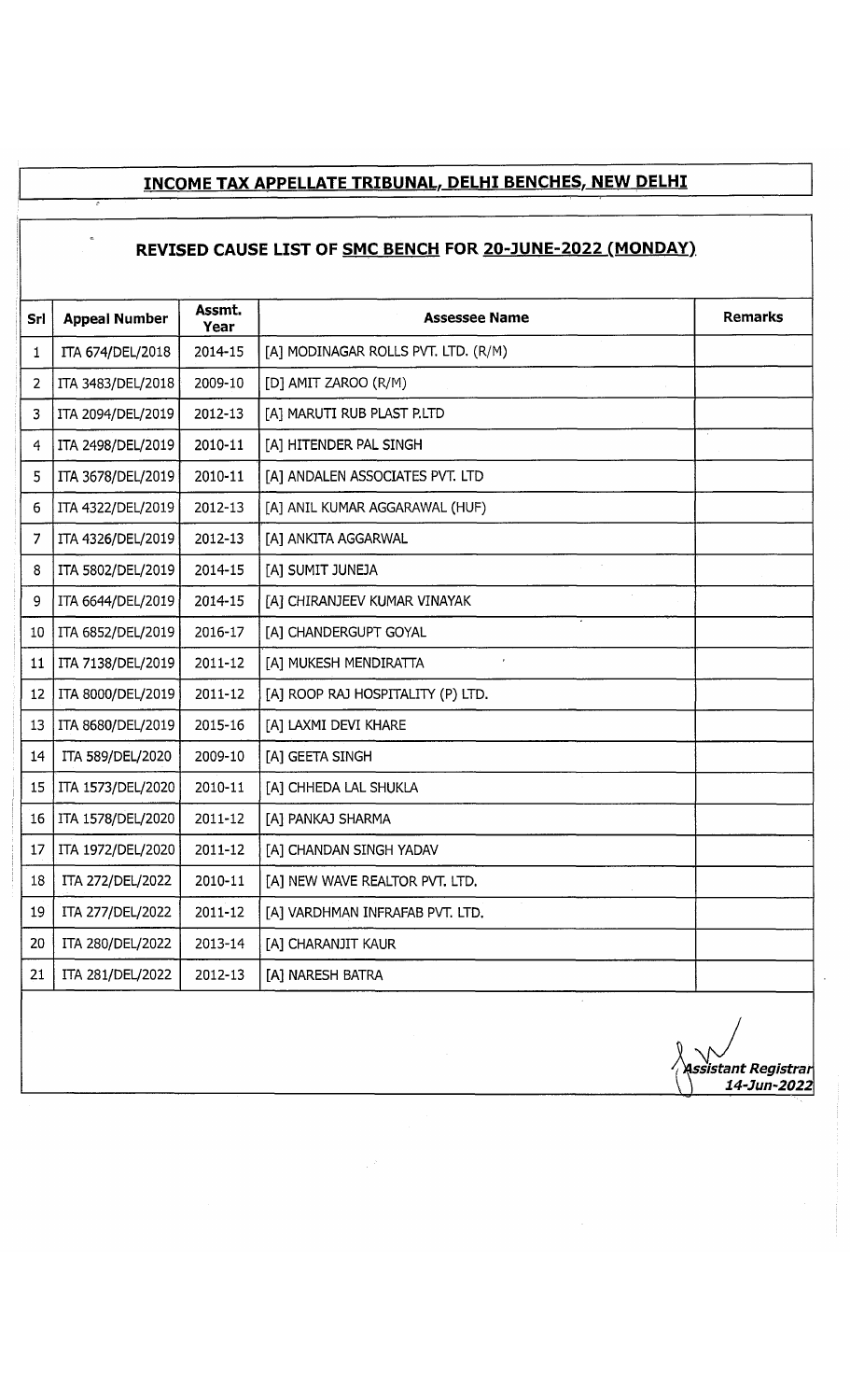## INCOME TAX APPELLATE TRIBUNAL, DELHI BENCHES, NEW DELHI

### REVISED CAUSE LIST OF SMC BENCH FOR 20-JUNE-2022 (MONDAY)

| Srl | Appeal Number | Assmt. Year | Assessee Name | Remarks |
|---|---|---|---|---|
| 1 | ITA 674/DEL/2018 | 2014-15 | [A] MODINAGAR ROLLS PVT. LTD. (R/M) | |
| 2 | ITA 3483/DEL/2018 | 2009-10 | [D] AMIT ZAROO (R/M) | |
| 3 | ITA 2094/DEL/2019 | 2012-13 | [A] MARUTI RUB PLAST P.LTD | |
| 4 | ITA 2498/DEL/2019 | 2010-11 | [A] HITENDER PAL SINGH | |
| 5 | ITA 3678/DEL/2019 | 2010-11 | [A] ANDALEN ASSOCIATES PVT. LTD | |
| 6 | ITA 4322/DEL/2019 | 2012-13 | [A] ANIL KUMAR AGGARAWAL (HUF) | |
| 7 | ITA 4326/DEL/2019 | 2012-13 | [A] ANKITA AGGARWAL | |
| 8 | ITA 5802/DEL/2019 | 2014-15 | [A] SUMIT JUNEJA | |
| 9 | ITA 6644/DEL/2019 | 2014-15 | [A] CHIRANJEEV KUMAR VINAYAK | |
| 10 | ITA 6852/DEL/2019 | 2016-17 | [A] CHANDERGUPT GOYAL | |
| 11 | ITA 7138/DEL/2019 | 2011-12 | [A] MUKESH MENDIRATTA | |
| 12 | ITA 8000/DEL/2019 | 2011-12 | [A] ROOP RAJ HOSPITALITY (P) LTD. | |
| 13 | ITA 8680/DEL/2019 | 2015-16 | [A] LAXMI DEVI KHARE | |
| 14 | ITA 589/DEL/2020 | 2009-10 | [A] GEETA SINGH | |
| 15 | ITA 1573/DEL/2020 | 2010-11 | [A] CHHEDA LAL SHUKLA | |
| 16 | ITA 1578/DEL/2020 | 2011-12 | [A] PANKAJ SHARMA | |
| 17 | ITA 1972/DEL/2020 | 2011-12 | [A] CHANDAN SINGH YADAV | |
| 18 | ITA 272/DEL/2022 | 2010-11 | [A] NEW WAVE REALTOR PVT. LTD. | |
| 19 | ITA 277/DEL/2022 | 2011-12 | [A] VARDHMAN INFRAFAB PVT. LTD. | |
| 20 | ITA 280/DEL/2022 | 2013-14 | [A] CHARANJIT KAUR | |
| 21 | ITA 281/DEL/2022 | 2012-13 | [A] NARESH BATRA | |

*Assistant Registrar*
*14-Jun-2022*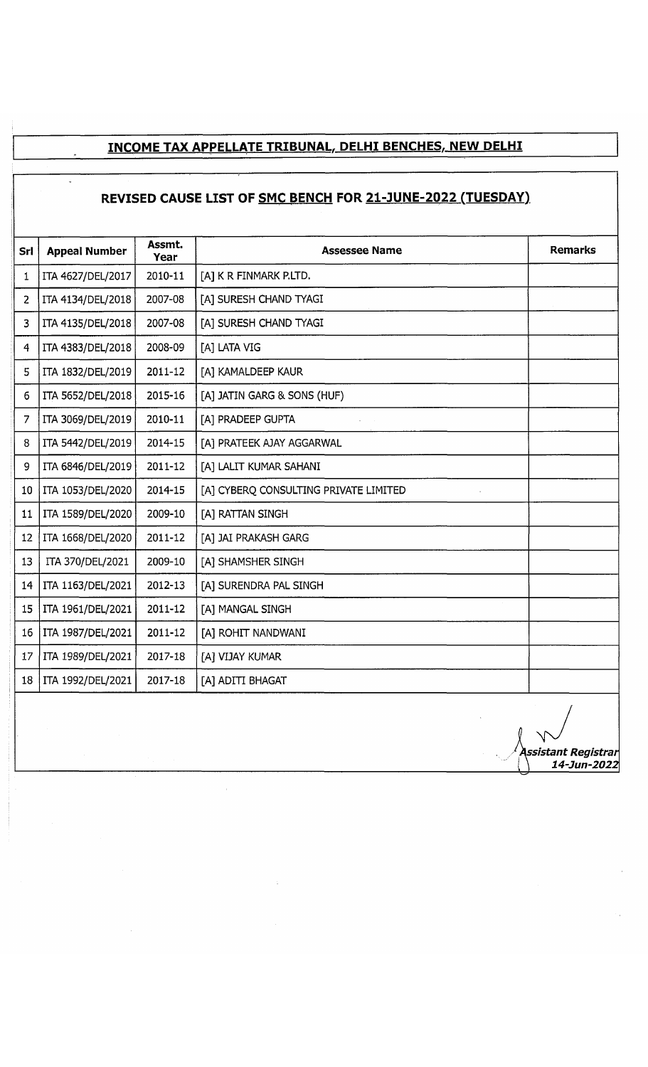## INCOME TAX APPELLATE TRIBUNAL, DELHI BENCHES, NEW DELHI

### REVISED CAUSE LIST OF SMC BENCH FOR 21-JUNE-2022 (TUESDAY)

| Srl | Appeal Number | Assmt. Year | Assessee Name | Remarks |
|---|---|---|---|---|
| 1 | ITA 4627/DEL/2017 | 2010-11 | [A] K R FINMARK P.LTD. | |
| 2 | ITA 4134/DEL/2018 | 2007-08 | [A] SURESH CHAND TYAGI | |
| 3 | ITA 4135/DEL/2018 | 2007-08 | [A] SURESH CHAND TYAGI | |
| 4 | ITA 4383/DEL/2018 | 2008-09 | [A] LATA VIG | |
| 5 | ITA 1832/DEL/2019 | 2011-12 | [A] KAMALDEEP KAUR | |
| 6 | ITA 5652/DEL/2018 | 2015-16 | [A] JATIN GARG & SONS (HUF) | |
| 7 | ITA 3069/DEL/2019 | 2010-11 | [A] PRADEEP GUPTA | |
| 8 | ITA 5442/DEL/2019 | 2014-15 | [A] PRATEEK AJAY AGGARWAL | |
| 9 | ITA 6846/DEL/2019 | 2011-12 | [A] LALIT KUMAR SAHANI | |
| 10 | ITA 1053/DEL/2020 | 2014-15 | [A] CYBERQ CONSULTING PRIVATE LIMITED | |
| 11 | ITA 1589/DEL/2020 | 2009-10 | [A] RATTAN SINGH | |
| 12 | ITA 1668/DEL/2020 | 2011-12 | [A] JAI PRAKASH GARG | |
| 13 | ITA 370/DEL/2021 | 2009-10 | [A] SHAMSHER SINGH | |
| 14 | ITA 1163/DEL/2021 | 2012-13 | [A] SURENDRA PAL SINGH | |
| 15 | ITA 1961/DEL/2021 | 2011-12 | [A] MANGAL SINGH | |
| 16 | ITA 1987/DEL/2021 | 2011-12 | [A] ROHIT NANDWANI | |
| 17 | ITA 1989/DEL/2021 | 2017-18 | [A] VIJAY KUMAR | |
| 18 | ITA 1992/DEL/2021 | 2017-18 | [A] ADITI BHAGAT | |

*Assistant Registrar*
*14-Jun-2022*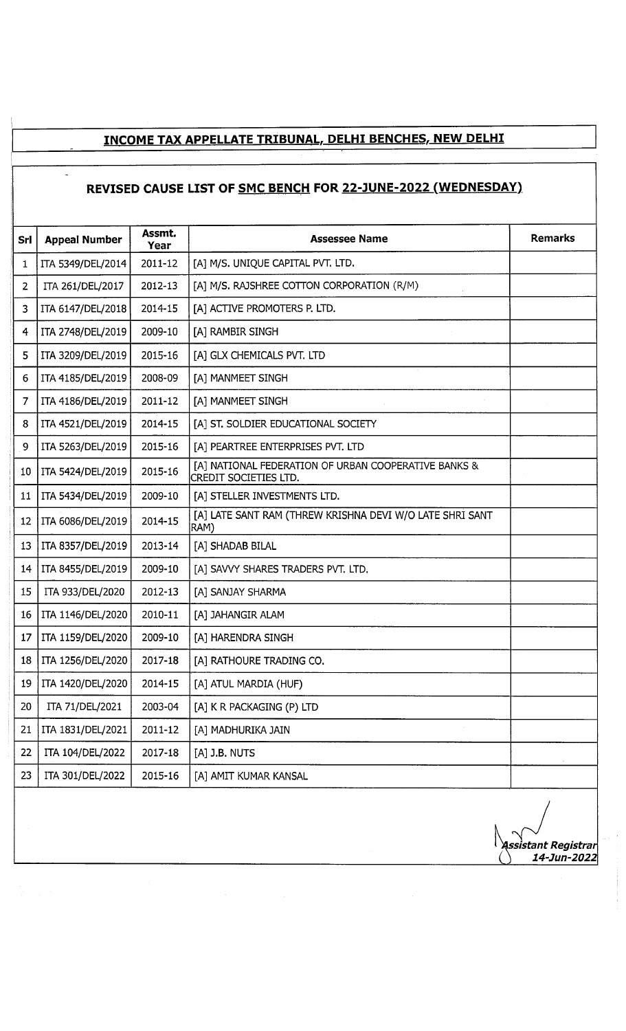# INCOME TAX APPELLATE TRIBUNAL, DELHI BENCHES, NEW DELHI

## REVISED CAUSE LIST OF SMC BENCH FOR 22-JUNE-2022 (WEDNESDAY)

| Srl | Appeal Number | Assmt. Year | Assessee Name | Remarks |
|---|---|---|---|---|
| 1 | ITA 5349/DEL/2014 | 2011-12 | [A] M/S. UNIQUE CAPITAL PVT. LTD. | |
| 2 | ITA 261/DEL/2017 | 2012-13 | [A] M/S. RAJSHREE COTTON CORPORATION (R/M) | |
| 3 | ITA 6147/DEL/2018 | 2014-15 | [A] ACTIVE PROMOTERS P. LTD. | |
| 4 | ITA 2748/DEL/2019 | 2009-10 | [A] RAMBIR SINGH | |
| 5 | ITA 3209/DEL/2019 | 2015-16 | [A] GLX CHEMICALS PVT. LTD | |
| 6 | ITA 4185/DEL/2019 | 2008-09 | [A] MANMEET SINGH | |
| 7 | ITA 4186/DEL/2019 | 2011-12 | [A] MANMEET SINGH | |
| 8 | ITA 4521/DEL/2019 | 2014-15 | [A] ST. SOLDIER EDUCATIONAL SOCIETY | |
| 9 | ITA 5263/DEL/2019 | 2015-16 | [A] PEARTREE ENTERPRISES PVT. LTD | |
| 10 | ITA 5424/DEL/2019 | 2015-16 | [A] NATIONAL FEDERATION OF URBAN COOPERATIVE BANKS & CREDIT SOCIETIES LTD. | |
| 11 | ITA 5434/DEL/2019 | 2009-10 | [A] STELLER INVESTMENTS LTD. | |
| 12 | ITA 6086/DEL/2019 | 2014-15 | [A] LATE SANT RAM (THREW KRISHNA DEVI W/O LATE SHRI SANT RAM) | |
| 13 | ITA 8357/DEL/2019 | 2013-14 | [A] SHADAB BILAL | |
| 14 | ITA 8455/DEL/2019 | 2009-10 | [A] SAVVY SHARES TRADERS PVT. LTD. | |
| 15 | ITA 933/DEL/2020 | 2012-13 | [A] SANJAY SHARMA | |
| 16 | ITA 1146/DEL/2020 | 2010-11 | [A] JAHANGIR ALAM | |
| 17 | ITA 1159/DEL/2020 | 2009-10 | [A] HARENDRA SINGH | |
| 18 | ITA 1256/DEL/2020 | 2017-18 | [A] RATHOURE TRADING CO. | |
| 19 | ITA 1420/DEL/2020 | 2014-15 | [A] ATUL MARDIA (HUF) | |
| 20 | ITA 71/DEL/2021 | 2003-04 | [A] K R PACKAGING (P) LTD | |
| 21 | ITA 1831/DEL/2021 | 2011-12 | [A] MADHURIKA JAIN | |
| 22 | ITA 104/DEL/2022 | 2017-18 | [A] J.B. NUTS | |
| 23 | ITA 301/DEL/2022 | 2015-16 | [A] AMIT KUMAR KANSAL | |

*Assistant Registrar*
*14-Jun-2022*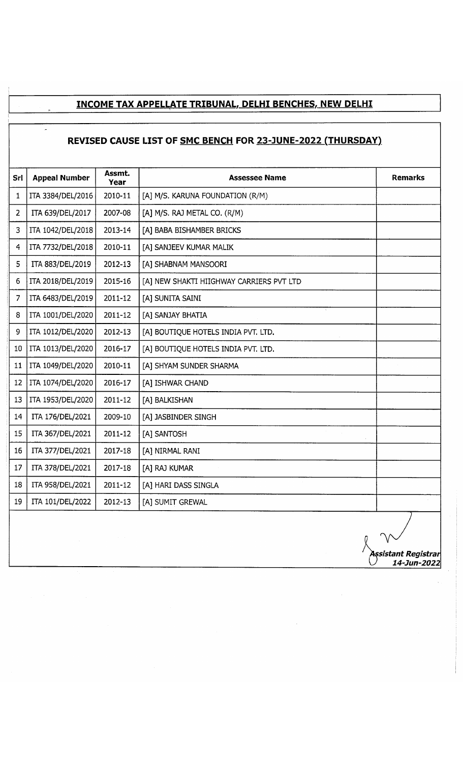## INCOME TAX APPELLATE TRIBUNAL, DELHI BENCHES, NEW DELHI

### REVISED CAUSE LIST OF SMC BENCH FOR 23-JUNE-2022 (THURSDAY)

| Srl | Appeal Number | Assmt. Year | Assessee Name | Remarks |
|---|---|---|---|---|
| 1 | ITA 3384/DEL/2016 | 2010-11 | [A] M/S. KARUNA FOUNDATION (R/M) | |
| 2 | ITA 639/DEL/2017 | 2007-08 | [A] M/S. RAJ METAL CO. (R/M) | |
| 3 | ITA 1042/DEL/2018 | 2013-14 | [A] BABA BISHAMBER BRICKS | |
| 4 | ITA 7732/DEL/2018 | 2010-11 | [A] SANJEEV KUMAR MALIK | |
| 5 | ITA 883/DEL/2019 | 2012-13 | [A] SHABNAM MANSOORI | |
| 6 | ITA 2018/DEL/2019 | 2015-16 | [A] NEW SHAKTI HIIGHWAY CARRIERS PVT LTD | |
| 7 | ITA 6483/DEL/2019 | 2011-12 | [A] SUNITA SAINI | |
| 8 | ITA 1001/DEL/2020 | 2011-12 | [A] SANJAY BHATIA | |
| 9 | ITA 1012/DEL/2020 | 2012-13 | [A] BOUTIQUE HOTELS INDIA PVT. LTD. | |
| 10 | ITA 1013/DEL/2020 | 2016-17 | [A] BOUTIQUE HOTELS INDIA PVT. LTD. | |
| 11 | ITA 1049/DEL/2020 | 2010-11 | [A] SHYAM SUNDER SHARMA | |
| 12 | ITA 1074/DEL/2020 | 2016-17 | [A] ISHWAR CHAND | |
| 13 | ITA 1953/DEL/2020 | 2011-12 | [A] BALKISHAN | |
| 14 | ITA 176/DEL/2021 | 2009-10 | [A] JASBINDER SINGH | |
| 15 | ITA 367/DEL/2021 | 2011-12 | [A] SANTOSH | |
| 16 | ITA 377/DEL/2021 | 2017-18 | [A] NIRMAL RANI | |
| 17 | ITA 378/DEL/2021 | 2017-18 | [A] RAJ KUMAR | |
| 18 | ITA 958/DEL/2021 | 2011-12 | [A] HARI DASS SINGLA | |
| 19 | ITA 101/DEL/2022 | 2012-13 | [A] SUMIT GREWAL | |

*Assistant Registrar*
*14-Jun-2022*